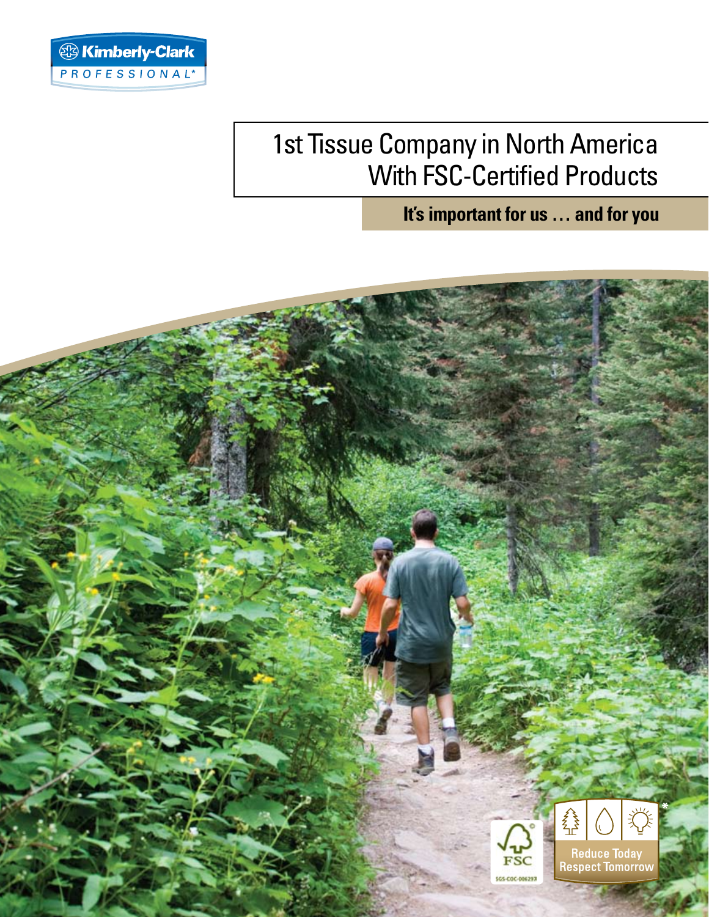Kimberly-Clark PROFESSIONAL*

# 1st Tissue Company in North America With FSC-Certified Products

**It's important for us … and for you**

FSC
SGS-COC-006293

Reduce Today
Respect Tomorrow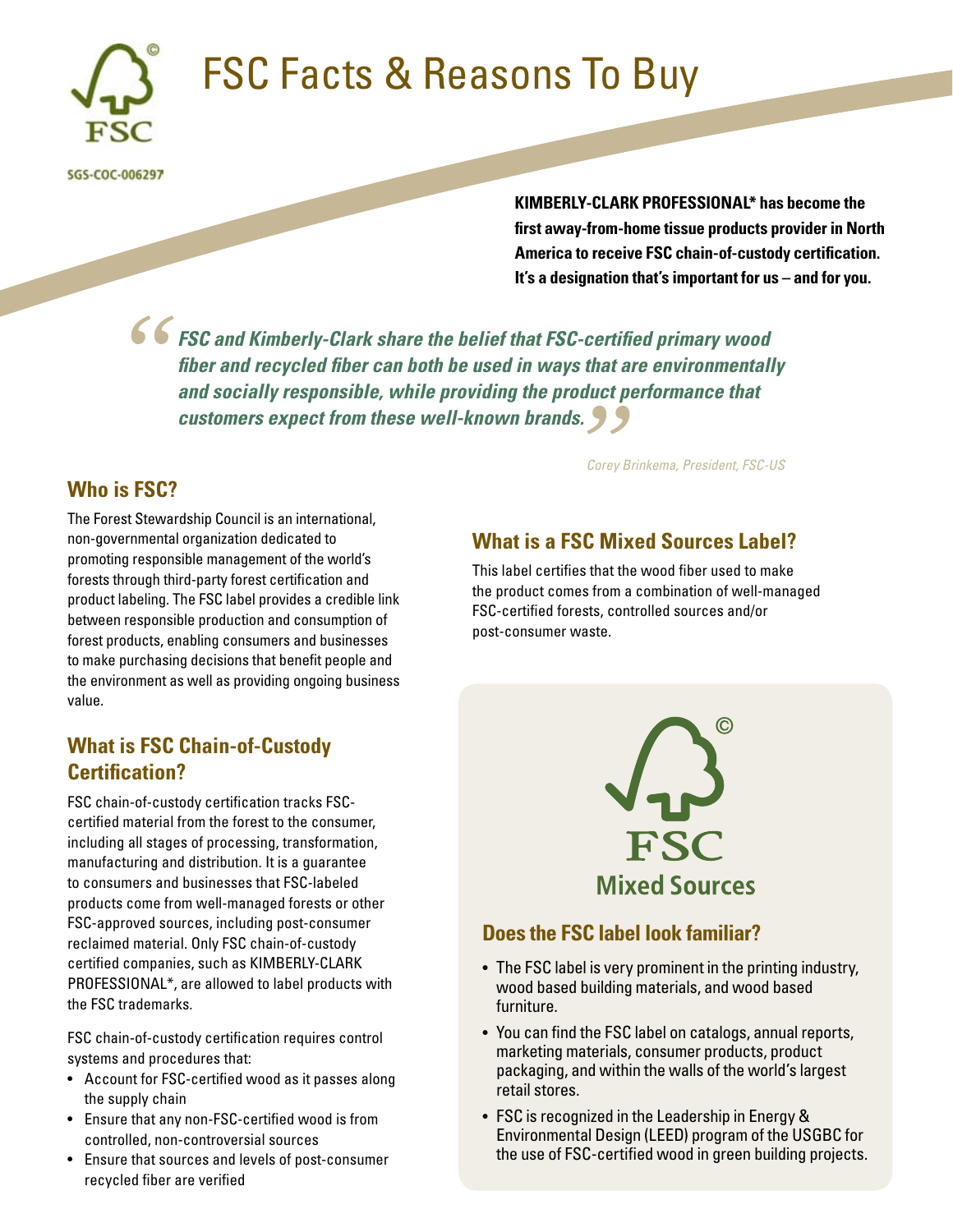# FSC Facts & Reasons To Buy

SGS-COC-006297

**KIMBERLY-CLARK PROFESSIONAL* has become the first away-from-home tissue products provider in North America to receive FSC chain-of-custody certification. It's a designation that's important for us – and for you.**

> ***"FSC and Kimberly-Clark share the belief that FSC-certified primary wood fiber and recycled fiber can both be used in ways that are environmentally and socially responsible, while providing the product performance that customers expect from these well-known brands."***
>
> *Corey Brinkema, President, FSC-US*

## Who is FSC?

The Forest Stewardship Council is an international, non-governmental organization dedicated to promoting responsible management of the world's forests through third-party forest certification and product labeling. The FSC label provides a credible link between responsible production and consumption of forest products, enabling consumers and businesses to make purchasing decisions that benefit people and the environment as well as providing ongoing business value.

## What is FSC Chain-of-Custody Certification?

FSC chain-of-custody certification tracks FSC-certified material from the forest to the consumer, including all stages of processing, transformation, manufacturing and distribution. It is a guarantee to consumers and businesses that FSC-labeled products come from well-managed forests or other FSC-approved sources, including post-consumer reclaimed material. Only FSC chain-of-custody certified companies, such as KIMBERLY-CLARK PROFESSIONAL*, are allowed to label products with the FSC trademarks.

FSC chain-of-custody certification requires control systems and procedures that:

- Account for FSC-certified wood as it passes along the supply chain
- Ensure that any non-FSC-certified wood is from controlled, non-controversial sources
- Ensure that sources and levels of post-consumer recycled fiber are verified

## What is a FSC Mixed Sources Label?

This label certifies that the wood fiber used to make the product comes from a combination of well-managed FSC-certified forests, controlled sources and/or post-consumer waste.

FSC Mixed Sources

## Does the FSC label look familiar?

- The FSC label is very prominent in the printing industry, wood based building materials, and wood based furniture.
- You can find the FSC label on catalogs, annual reports, marketing materials, consumer products, product packaging, and within the walls of the world's largest retail stores.
- FSC is recognized in the Leadership in Energy & Environmental Design (LEED) program of the USGBC for the use of FSC-certified wood in green building projects.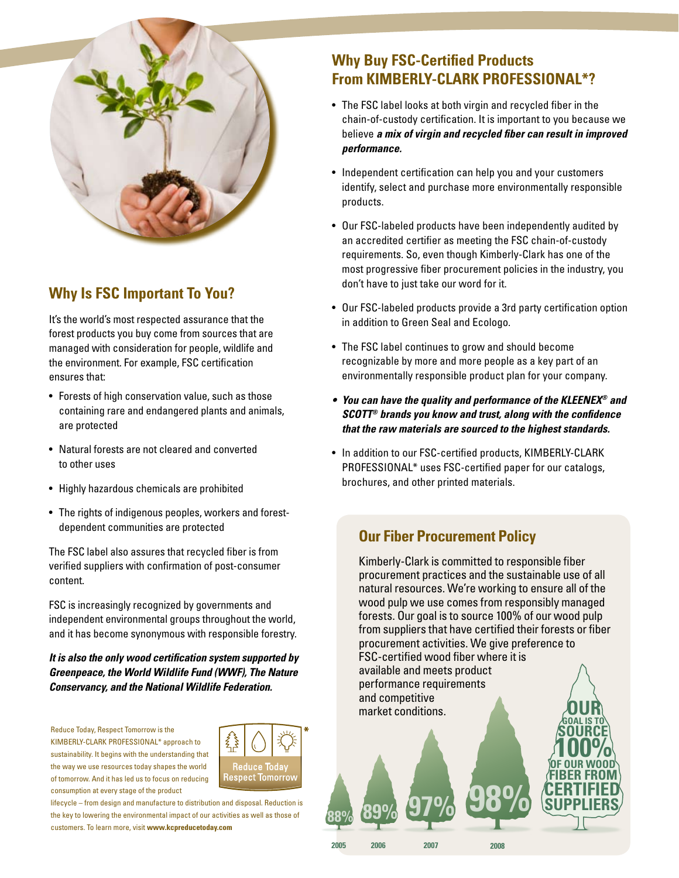## Why Is FSC Important To You?

It's the world's most respected assurance that the forest products you buy come from sources that are managed with consideration for people, wildlife and the environment. For example, FSC certification ensures that:

- Forests of high conservation value, such as those containing rare and endangered plants and animals, are protected
- Natural forests are not cleared and converted to other uses
- Highly hazardous chemicals are prohibited
- The rights of indigenous peoples, workers and forest-dependent communities are protected

The FSC label also assures that recycled fiber is from verified suppliers with confirmation of post-consumer content.

FSC is increasingly recognized by governments and independent environmental groups throughout the world, and it has become synonymous with responsible forestry.

***It is also the only wood certification system supported by Greenpeace, the World Wildlife Fund (WWF), The Nature Conservancy, and the National Wildlife Federation.***

Reduce Today, Respect Tomorrow is the KIMBERLY-CLARK PROFESSIONAL* approach to sustainability. It begins with the understanding that the way we use resources today shapes the world of tomorrow. And it has led us to focus on reducing consumption at every stage of the product lifecycle – from design and manufacture to distribution and disposal. Reduction is the key to lowering the environmental impact of our activities as well as those of customers. To learn more, visit **www.kcpreducetoday.com**

Reduce Today Respect Tomorrow*

## Why Buy FSC-Certified Products From KIMBERLY-CLARK PROFESSIONAL*?

- The FSC label looks at both virgin and recycled fiber in the chain-of-custody certification. It is important to you because we believe ***a mix of virgin and recycled fiber can result in improved performance.***
- Independent certification can help you and your customers identify, select and purchase more environmentally responsible products.
- Our FSC-labeled products have been independently audited by an accredited certifier as meeting the FSC chain-of-custody requirements. So, even though Kimberly-Clark has one of the most progressive fiber procurement policies in the industry, you don't have to just take our word for it.
- Our FSC-labeled products provide a 3rd party certification option in addition to Green Seal and Ecologo.
- The FSC label continues to grow and should become recognizable by more and more people as a key part of an environmentally responsible product plan for your company.
- ***You can have the quality and performance of the KLEENEX® and SCOTT® brands you know and trust, along with the confidence that the raw materials are sourced to the highest standards.***
- In addition to our FSC-certified products, KIMBERLY-CLARK PROFESSIONAL* uses FSC-certified paper for our catalogs, brochures, and other printed materials.

### Our Fiber Procurement Policy

Kimberly-Clark is committed to responsible fiber procurement practices and the sustainable use of all natural resources. We're working to ensure all of the wood pulp we use comes from responsibly managed forests. Our goal is to source 100% of our wood pulp from suppliers that have certified their forests or fiber procurement activities. We give preference to FSC-certified wood fiber where it is available and meets product performance requirements and competitive market conditions.

| 2005 | 2006 | 2007 | 2008 |
|---|---|---|---|
| 88% | 89% | 97% | 98% |

**OUR GOAL IS TO SOURCE 100% OF OUR WOOD FIBER FROM CERTIFIED SUPPLIERS**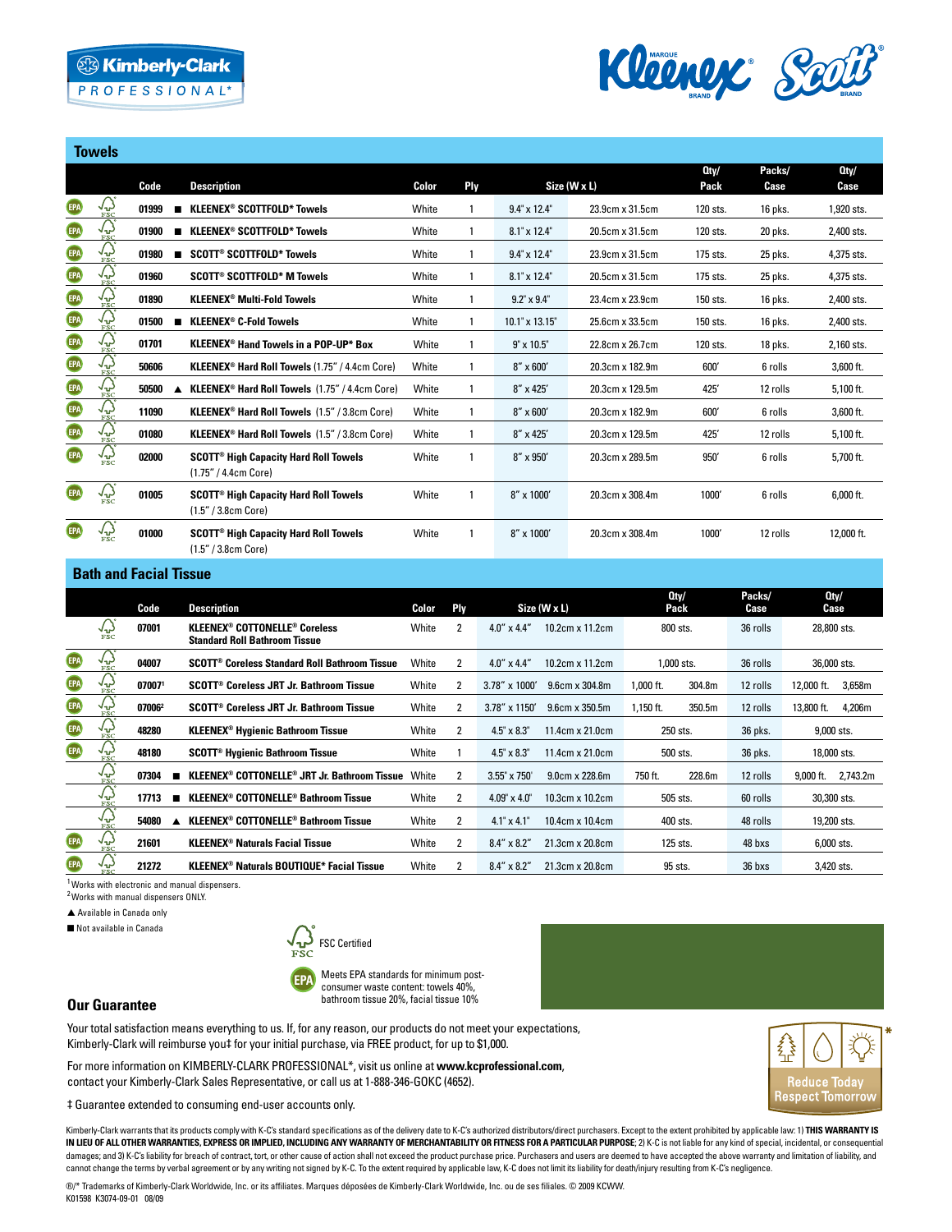Kimberly-Clark PROFESSIONAL*

Kleenex® BRAND   Scott® BRAND

## Towels

| | | Code | | Description | Color | Ply | Size (W x L) | | Qty/ Pack | Packs/ Case | Qty/ Case |
|---|---|---|---|---|---|---|---|---|---|---|---|
| EPA | FSC | 01999 | ■ | KLEENEX® SCOTTFOLD* Towels | White | 1 | 9.4" x 12.4" | 23.9cm x 31.5cm | 120 sts. | 16 pks. | 1,920 sts. |
| EPA | FSC | 01900 | ■ | KLEENEX® SCOTTFOLD* Towels | White | 1 | 8.1" x 12.4" | 20.5cm x 31.5cm | 120 sts. | 20 pks. | 2,400 sts. |
| EPA | FSC | 01980 | ■ | SCOTT® SCOTTFOLD* Towels | White | 1 | 9.4" x 12.4" | 23.9cm x 31.5cm | 175 sts. | 25 pks. | 4,375 sts. |
| EPA | FSC | 01960 | | SCOTT® SCOTTFOLD* M Towels | White | 1 | 8.1" x 12.4" | 20.5cm x 31.5cm | 175 sts. | 25 pks. | 4,375 sts. |
| EPA | FSC | 01890 | | KLEENEX® Multi-Fold Towels | White | 1 | 9.2" x 9.4" | 23.4cm x 23.9cm | 150 sts. | 16 pks. | 2,400 sts. |
| EPA | FSC | 01500 | ■ | KLEENEX® C-Fold Towels | White | 1 | 10.1" x 13.15" | 25.6cm x 33.5cm | 150 sts. | 16 pks. | 2,400 sts. |
| EPA | FSC | 01701 | | KLEENEX® Hand Towels in a POP-UP* Box | White | 1 | 9" x 10.5" | 22.8cm x 26.7cm | 120 sts. | 18 pks. | 2,160 sts. |
| EPA | FSC | 50606 | | KLEENEX® Hard Roll Towels (1.75" / 4.4cm Core) | White | 1 | 8" x 600' | 20.3cm x 182.9m | 600' | 6 rolls | 3,600 ft. |
| EPA | FSC | 50500 | ▲ | KLEENEX® Hard Roll Towels (1.75" / 4.4cm Core) | White | 1 | 8" x 425' | 20.3cm x 129.5m | 425' | 12 rolls | 5,100 ft. |
| EPA | FSC | 11090 | | KLEENEX® Hard Roll Towels (1.5" / 3.8cm Core) | White | 1 | 8" x 600' | 20.3cm x 182.9m | 600' | 6 rolls | 3,600 ft. |
| EPA | FSC | 01080 | | KLEENEX® Hard Roll Towels (1.5" / 3.8cm Core) | White | 1 | 8" x 425' | 20.3cm x 129.5m | 425' | 12 rolls | 5,100 ft. |
| EPA | FSC | 02000 | | SCOTT® High Capacity Hard Roll Towels (1.75" / 4.4cm Core) | White | 1 | 8" x 950' | 20.3cm x 289.5m | 950' | 6 rolls | 5,700 ft. |
| EPA | FSC | 01005 | | SCOTT® High Capacity Hard Roll Towels (1.5" / 3.8cm Core) | White | 1 | 8" x 1000' | 20.3cm x 308.4m | 1000' | 6 rolls | 6,000 ft. |
| EPA | FSC | 01000 | | SCOTT® High Capacity Hard Roll Towels (1.5" / 3.8cm Core) | White | 1 | 8" x 1000' | 20.3cm x 308.4m | 1000' | 12 rolls | 12,000 ft. |

## Bath and Facial Tissue

| | | Code | | Description | Color | Ply | Size (W x L) | | Qty/ Pack | | Packs/ Case | Qty/ Case | |
|---|---|---|---|---|---|---|---|---|---|---|---|---|---|
| | FSC | 07001 | | KLEENEX® COTTONELLE® Coreless Standard Roll Bathroom Tissue | White | 2 | 4.0" x 4.4" | 10.2cm x 11.2cm | 800 sts. | | 36 rolls | 28,800 sts. | |
| EPA | FSC | 04007 | | SCOTT® Coreless Standard Roll Bathroom Tissue | White | 2 | 4.0" x 4.4" | 10.2cm x 11.2cm | 1,000 sts. | | 36 rolls | 36,000 sts. | |
| EPA | FSC | 07007[1] | | SCOTT® Coreless JRT Jr. Bathroom Tissue | White | 2 | 3.78" x 1000' | 9.6cm x 304.8m | 1,000 ft. | 304.8m | 12 rolls | 12,000 ft. | 3,658m |
| EPA | FSC | 07006[2] | | SCOTT® Coreless JRT Jr. Bathroom Tissue | White | 2 | 3.78" x 1150' | 9.6cm x 350.5m | 1,150 ft. | 350.5m | 12 rolls | 13,800 ft. | 4,206m |
| EPA | FSC | 48280 | | KLEENEX® Hygienic Bathroom Tissue | White | 2 | 4.5" x 8.3" | 11.4cm x 21.0cm | 250 sts. | | 36 pks. | 9,000 sts. | |
| EPA | FSC | 48180 | | SCOTT® Hygienic Bathroom Tissue | White | 1 | 4.5" x 8.3" | 11.4cm x 21.0cm | 500 sts. | | 36 pks. | 18,000 sts. | |
| | FSC | 07304 | ■ | KLEENEX® COTTONELLE® JRT Jr. Bathroom Tissue | White | 2 | 3.55" x 750' | 9.0cm x 228.6m | 750 ft. | 228.6m | 12 rolls | 9,000 ft. | 2,743.2m |
| | FSC | 17713 | ■ | KLEENEX® COTTONELLE® Bathroom Tissue | White | 2 | 4.09" x 4.0" | 10.3cm x 10.2cm | 505 sts. | | 60 rolls | 30,300 sts. | |
| | FSC | 54080 | ▲ | KLEENEX® COTTONELLE® Bathroom Tissue | White | 2 | 4.1" x 4.1" | 10.4cm x 10.4cm | 400 sts. | | 48 rolls | 19,200 sts. | |
| EPA | FSC | 21601 | | KLEENEX® Naturals Facial Tissue | White | 2 | 8.4" x 8.2" | 21.3cm x 20.8cm | 125 sts. | | 48 bxs | 6,000 sts. | |
| EPA | FSC | 21272 | | KLEENEX® Naturals BOUTIQUE* Facial Tissue | White | 2 | 8.4" x 8.2" | 21.3cm x 20.8cm | 95 sts. | | 36 bxs | 3,420 sts. | |

[1] Works with electronic and manual dispensers.
[2] Works with manual dispensers ONLY.

▲ Available in Canada only

■ Not available in Canada

FSC Certified

EPA Meets EPA standards for minimum post-consumer waste content: towels 40%, bathroom tissue 20%, facial tissue 10%

## Our Guarantee

Your total satisfaction means everything to us. If, for any reason, our products do not meet your expectations, Kimberly-Clark will reimburse you‡ for your initial purchase, via FREE product, for up to $1,000.

For more information on KIMBERLY-CLARK PROFESSIONAL*, visit us online at **www.kcprofessional.com**, contact your Kimberly-Clark Sales Representative, or call us at 1-888-346-GOKC (4652).

‡ Guarantee extended to consuming end-user accounts only.

Reduce Today Respect Tomorrow*

Kimberly-Clark warrants that its products comply with K-C's standard specifications as of the delivery date to K-C's authorized distributors/direct purchasers. Except to the extent prohibited by applicable law: 1) **THIS WARRANTY IS IN LIEU OF ALL OTHER WARRANTIES, EXPRESS OR IMPLIED, INCLUDING ANY WARRANTY OF MERCHANTABILITY OR FITNESS FOR A PARTICULAR PURPOSE**; 2) K-C is not liable for any kind of special, incidental, or consequential damages; and 3) K-C's liability for breach of contract, tort, or other cause of action shall not exceed the product purchase price. Purchasers and users are deemed to have accepted the above warranty and limitation of liability, and cannot change the terms by verbal agreement or by any writing not signed by K-C. To the extent required by applicable law, K-C does not limit its liability for death/injury resulting from K-C's negligence.

®/* Trademarks of Kimberly-Clark Worldwide, Inc. or its affiliates. Marques déposées de Kimberly-Clark Worldwide, Inc. ou de ses filiales. © 2009 KCWW.
K01598 K3074-09-01 08/09